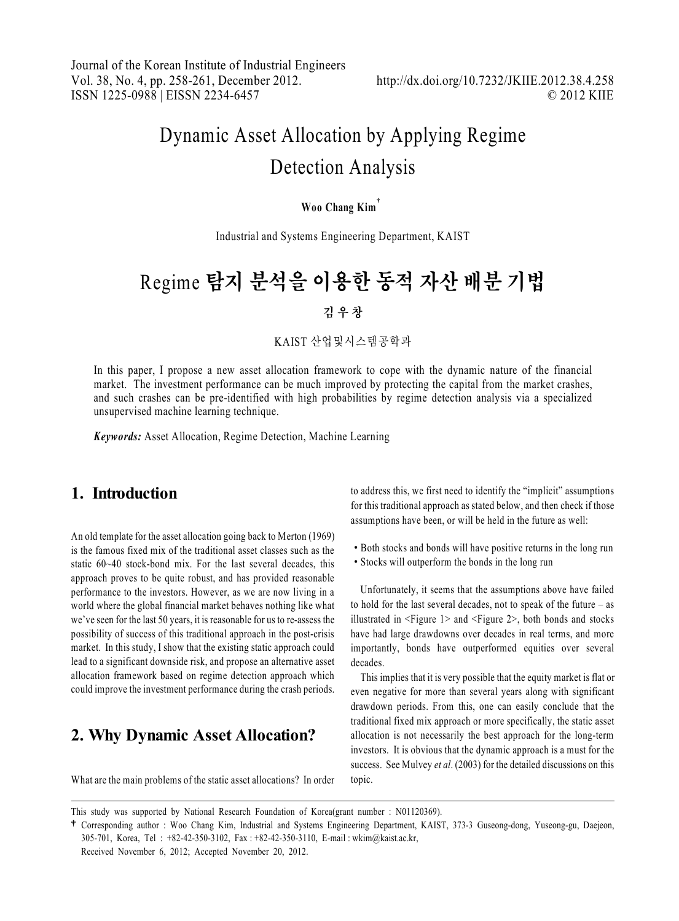# Dynamic Asset Allocation by Applying Regime Detection Analysis

**Woo Chang Kim**[†]

Industrial and Systems Engineering Department, KAIST

# Regime 탐지 분석을 이용한 동적 자산 배분 기법

**김 우 창**

KAIST 산업및시스템공학과

In this paper, I propose a new asset allocation framework to cope with the dynamic nature of the financial market. The investment performance can be much improved by protecting the capital from the market crashes, and such crashes can be pre-identified with high probabilities by regime detection analysis via a specialized unsupervised machine learning technique.

***Keywords:*** Asset Allocation, Regime Detection, Machine Learning

## 1. Introduction

An old template for the asset allocation going back to Merton (1969) is the famous fixed mix of the traditional asset classes such as the static 60~40 stock-bond mix. For the last several decades, this approach proves to be quite robust, and has provided reasonable performance to the investors. However, as we are now living in a world where the global financial market behaves nothing like what we've seen for the last 50 years, it is reasonable for us to re-assess the possibility of success of this traditional approach in the post-crisis market. In this study, I show that the existing static approach could lead to a significant downside risk, and propose an alternative asset allocation framework based on regime detection approach which could improve the investment performance during the crash periods.

## 2. Why Dynamic Asset Allocation?

What are the main problems of the static asset allocations? In order to address this, we first need to identify the "implicit" assumptions for this traditional approach as stated below, and then check if those assumptions have been, or will be held in the future as well:

- Both stocks and bonds will have positive returns in the long run
- Stocks will outperform the bonds in the long run

Unfortunately, it seems that the assumptions above have failed to hold for the last several decades, not to speak of the future – as illustrated in <Figure 1> and <Figure 2>, both bonds and stocks have had large drawdowns over decades in real terms, and more importantly, bonds have outperformed equities over several decades.

This implies that it is very possible that the equity market is flat or even negative for more than several years along with significant drawdown periods. From this, one can easily conclude that the traditional fixed mix approach or more specifically, the static asset allocation is not necessarily the best approach for the long-term investors. It is obvious that the dynamic approach is a must for the success. See Mulvey *et al*. (2003) for the detailed discussions on this topic.

---

This study was supported by National Research Foundation of Korea(grant number : N01120369).

† Corresponding author : Woo Chang Kim, Industrial and Systems Engineering Department, KAIST, 373-3 Guseong-dong, Yuseong-gu, Daejeon, 305-701, Korea, Tel : +82-42-350-3102, Fax : +82-42-350-3110, E-mail : wkim@kaist.ac.kr,

Received November 6, 2012; Accepted November 20, 2012.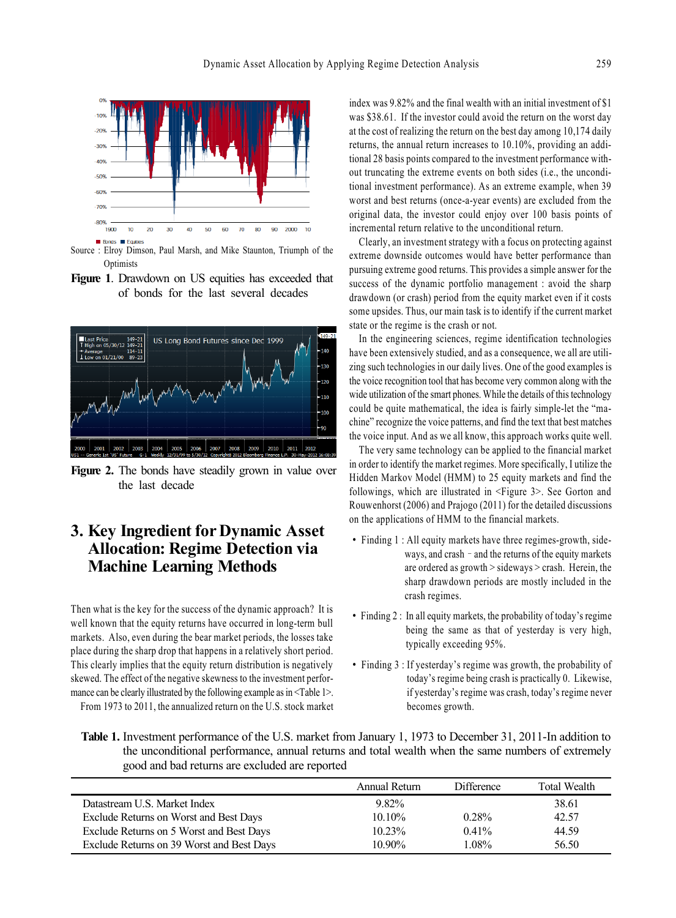Source : Elroy Dimson, Paul Marsh, and Mike Staunton, Triumph of the Optimists

**Figure 1**. Drawdown on US equities has exceeded that of bonds for the last several decades

**Figure 2.** The bonds have steadily grown in value over the last decade

## 3. Key Ingredient for Dynamic Asset Allocation: Regime Detection via Machine Learning Methods

Then what is the key for the success of the dynamic approach? It is well known that the equity returns have occurred in long-term bull markets. Also, even during the bear market periods, the losses take place during the sharp drop that happens in a relatively short period. This clearly implies that the equity return distribution is negatively skewed. The effect of the negative skewness to the investment performance can be clearly illustrated by the following example as in <Table 1>.

From 1973 to 2011, the annualized return on the U.S. stock market index was 9.82% and the final wealth with an initial investment of $1 was $38.61. If the investor could avoid the return on the worst day at the cost of realizing the return on the best day among 10,174 daily returns, the annual return increases to 10.10%, providing an additional 28 basis points compared to the investment performance without truncating the extreme events on both sides (i.e., the unconditional investment performance). As an extreme example, when 39 worst and best returns (once-a-year events) are excluded from the original data, the investor could enjoy over 100 basis points of incremental return relative to the unconditional return.

Clearly, an investment strategy with a focus on protecting against extreme downside outcomes would have better performance than pursuing extreme good returns. This provides a simple answer for the success of the dynamic portfolio management : avoid the sharp drawdown (or crash) period from the equity market even if it costs some upsides. Thus, our main task is to identify if the current market state or the regime is the crash or not.

In the engineering sciences, regime identification technologies have been extensively studied, and as a consequence, we all are utilizing such technologies in our daily lives. One of the good examples is the voice recognition tool that has become very common along with the wide utilization of the smart phones. While the details of this technology could be quite mathematical, the idea is fairly simple-let the "machine" recognize the voice patterns, and find the text that best matches the voice input. And as we all know, this approach works quite well.

The very same technology can be applied to the financial market in order to identify the market regimes. More specifically, I utilize the Hidden Markov Model (HMM) to 25 equity markets and find the followings, which are illustrated in <Figure 3>. See Gorton and Rouwenhorst (2006) and Prajogo (2011) for the detailed discussions on the applications of HMM to the financial markets.

- Finding 1 : All equity markets have three regimes-growth, sideways, and crash – and the returns of the equity markets are ordered as growth > sideways > crash. Herein, the sharp drawdown periods are mostly included in the crash regimes.
- Finding 2 : In all equity markets, the probability of today's regime being the same as that of yesterday is very high, typically exceeding 95%.
- Finding 3 : If yesterday's regime was growth, the probability of today's regime being crash is practically 0. Likewise, if yesterday's regime was crash, today's regime never becomes growth.

**Table 1.** Investment performance of the U.S. market from January 1, 1973 to December 31, 2011-In addition to the unconditional performance, annual returns and total wealth when the same numbers of extremely good and bad returns are excluded are reported

| | Annual Return | Difference | Total Wealth |
|---|---|---|---|
| Datastream U.S. Market Index | 9.82% | | 38.61 |
| Exclude Returns on Worst and Best Days | 10.10% | 0.28% | 42.57 |
| Exclude Returns on 5 Worst and Best Days | 10.23% | 0.41% | 44.59 |
| Exclude Returns on 39 Worst and Best Days | 10.90% | 1.08% | 56.50 |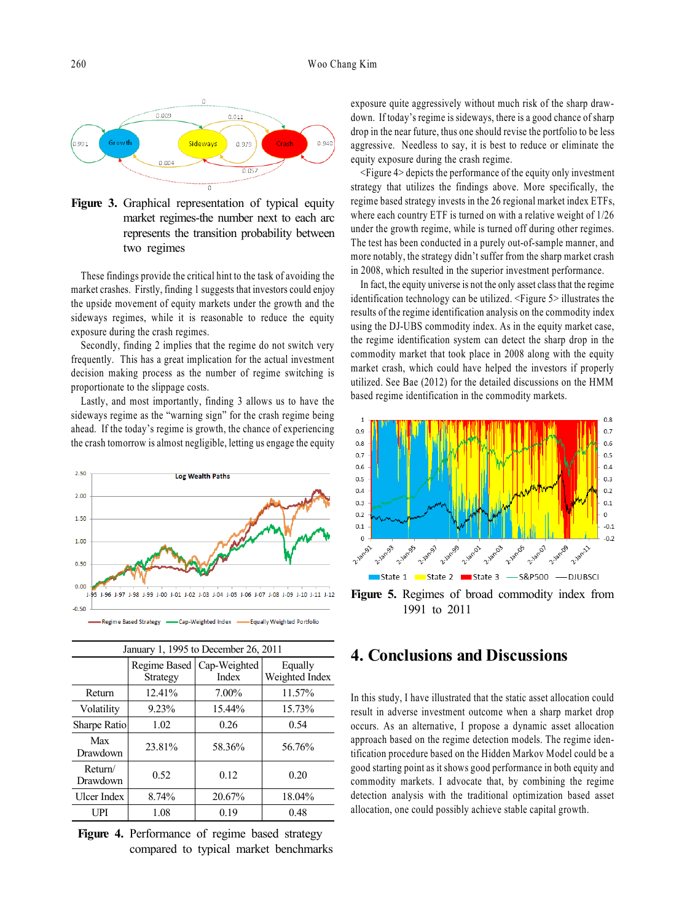**Figure 3.** Graphical representation of typical equity market regimes-the number next to each arc represents the transition probability between two regimes

These findings provide the critical hint to the task of avoiding the market crashes. Firstly, finding 1 suggests that investors could enjoy the upside movement of equity markets under the growth and the sideways regimes, while it is reasonable to reduce the equity exposure during the crash regimes.

Secondly, finding 2 implies that the regime do not switch very frequently. This has a great implication for the actual investment decision making process as the number of regime switching is proportionate to the slippage costs.

Lastly, and most importantly, finding 3 allows us to have the sideways regime as the "warning sign" for the crash regime being ahead. If the today's regime is growth, the chance of experiencing the crash tomorrow is almost negligible, letting us engage the equity exposure quite aggressively without much risk of the sharp draw-down. If today's regime is sideways, there is a good chance of sharp drop in the near future, thus one should revise the portfolio to be less aggressive. Needless to say, it is best to reduce or eliminate the equity exposure during the crash regime.

<Figure 4> depicts the performance of the equity only investment strategy that utilizes the findings above. More specifically, the regime based strategy invests in the 26 regional market index ETFs, where each country ETF is turned on with a relative weight of 1/26 under the growth regime, while is turned off during other regimes. The test has been conducted in a purely out-of-sample manner, and more notably, the strategy didn't suffer from the sharp market crash in 2008, which resulted in the superior investment performance.

In fact, the equity universe is not the only asset class that the regime identification technology can be utilized. <Figure 5> illustrates the results of the regime identification analysis on the commodity index using the DJ-UBS commodity index. As in the equity market case, the regime identification system can detect the sharp drop in the commodity market that took place in 2008 along with the equity market crash, which could have helped the investors if properly utilized. See Bae (2012) for the detailed discussions on the HMM based regime identification in the commodity markets.

| January 1, 1995 to December 26, 2011 | | | |
|---|---|---|---|
| | Regime Based Strategy | Cap-Weighted Index | Equally Weighted Index |
| Return | 12.41% | 7.00% | 11.57% |
| Volatility | 9.23% | 15.44% | 15.73% |
| Sharpe Ratio | 1.02 | 0.26 | 0.54 |
| Max Drawdown | 23.81% | 58.36% | 56.76% |
| Return/ Drawdown | 0.52 | 0.12 | 0.20 |
| Ulcer Index | 8.74% | 20.67% | 18.04% |
| UPI | 1.08 | 0.19 | 0.48 |

**Figure 4.** Performance of regime based strategy compared to typical market benchmarks

**Figure 5.** Regimes of broad commodity index from 1991 to 2011

# 4. Conclusions and Discussions

In this study, I have illustrated that the static asset allocation could result in adverse investment outcome when a sharp market drop occurs. As an alternative, I propose a dynamic asset allocation approach based on the regime detection models. The regime identification procedure based on the Hidden Markov Model could be a good starting point as it shows good performance in both equity and commodity markets. I advocate that, by combining the regime detection analysis with the traditional optimization based asset allocation, one could possibly achieve stable capital growth.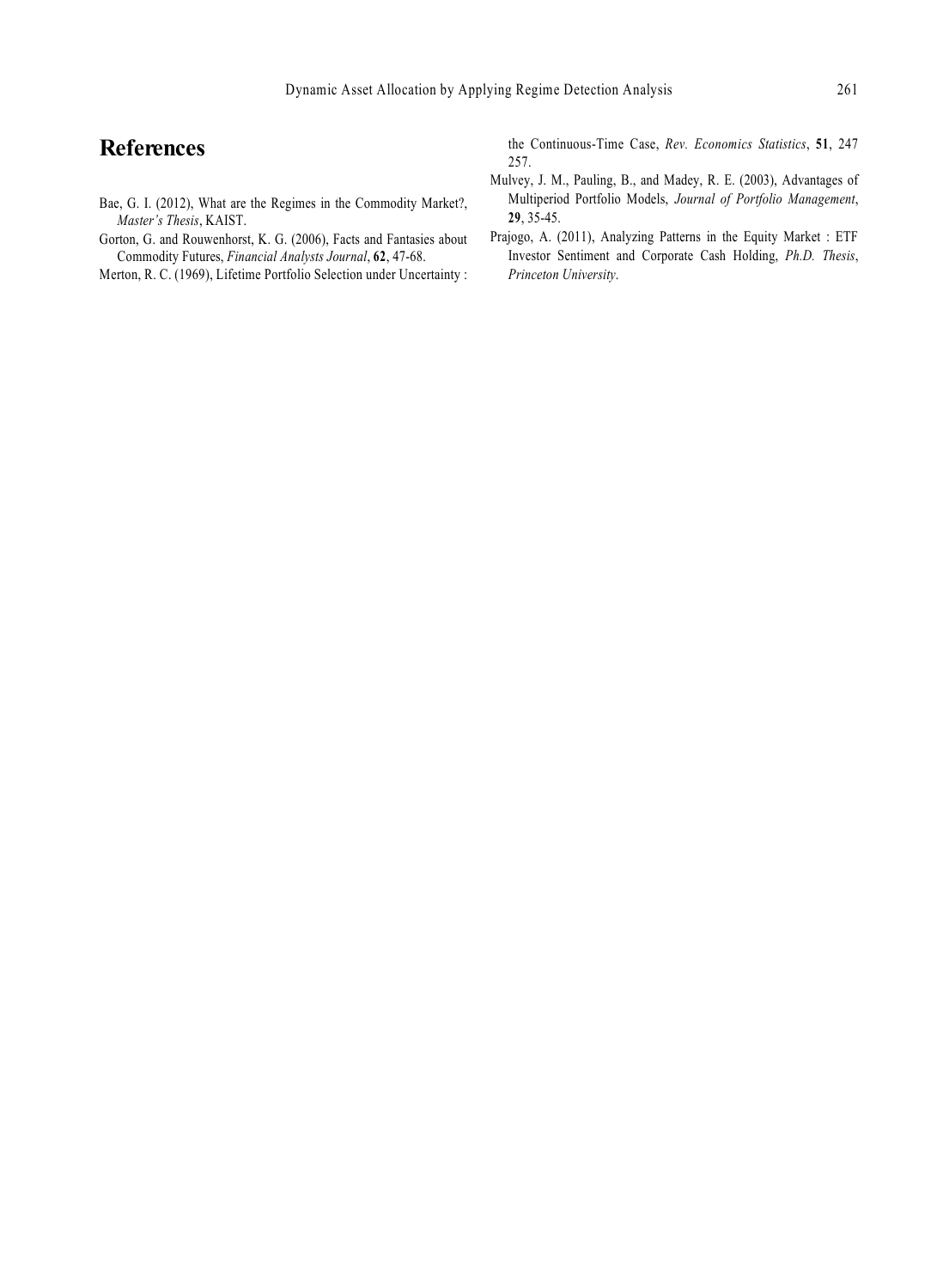# References

Bae, G. I. (2012), What are the Regimes in the Commodity Market?, *Master's Thesis*, KAIST.

Gorton, G. and Rouwenhorst, K. G. (2006), Facts and Fantasies about Commodity Futures, *Financial Analysts Journal*, **62**, 47-68.

Merton, R. C. (1969), Lifetime Portfolio Selection under Uncertainty : the Continuous-Time Case, *Rev. Economics Statistics*, **51**, 247 257.

Mulvey, J. M., Pauling, B., and Madey, R. E. (2003), Advantages of Multiperiod Portfolio Models, *Journal of Portfolio Management*, **29**, 35-45.

Prajogo, A. (2011), Analyzing Patterns in the Equity Market : ETF Investor Sentiment and Corporate Cash Holding, *Ph.D. Thesis*, *Princeton University*.